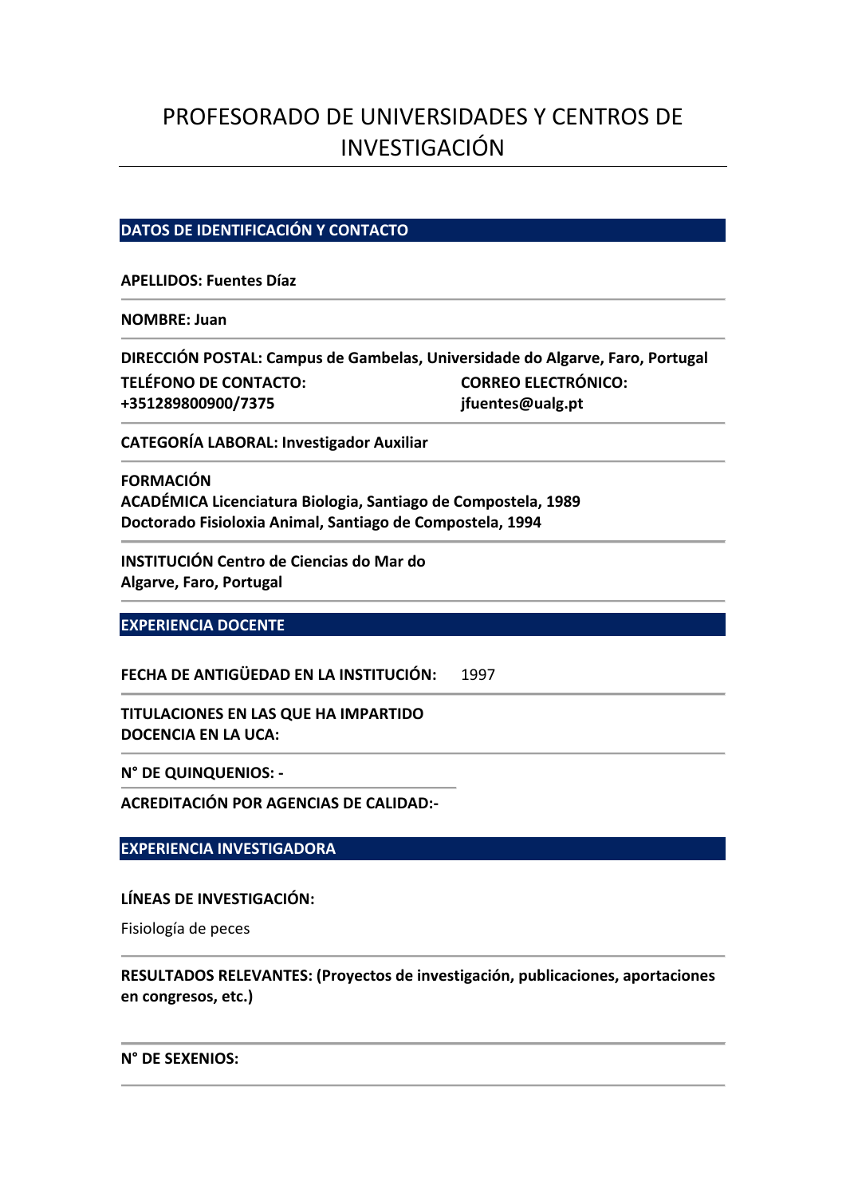# PROFESORADO DE UNIVERSIDADES Y CENTROS DE INVESTIGACIÓN

## DATOS DE IDENTIFICACIÓN Y CONTACTO

**APELLIDOS: Fuentes Díaz**

**NOMBRE: Juan**

**DIRECCIÓN POSTAL: Campus de Gambelas, Universidade do Algarve, Faro, Portugal**

**TELÉFONO DE CONTACTO: +351289800900/7375**

**CORREO ELECTRÓNICO: jfuentes@ualg.pt**

**CATEGORÍA LABORAL: Investigador Auxiliar**

**FORMACIÓN ACADÉMICA Licenciatura Biologia, Santiago de Compostela, 1989**
**Doctorado Fisioloxia Animal, Santiago de Compostela, 1994**

**INSTITUCIÓN Centro de Ciencias do Mar do Algarve, Faro, Portugal**

## EXPERIENCIA DOCENTE

**FECHA DE ANTIGÜEDAD EN LA INSTITUCIÓN:** 1997

**TITULACIONES EN LAS QUE HA IMPARTIDO DOCENCIA EN LA UCA:**

**N° DE QUINQUENIOS: -**

**ACREDITACIÓN POR AGENCIAS DE CALIDAD:-**

## EXPERIENCIA INVESTIGADORA

**LÍNEAS DE INVESTIGACIÓN:**

Fisiología de peces

**RESULTADOS RELEVANTES: (Proyectos de investigación, publicaciones, aportaciones en congresos, etc.)**

**N° DE SEXENIOS:**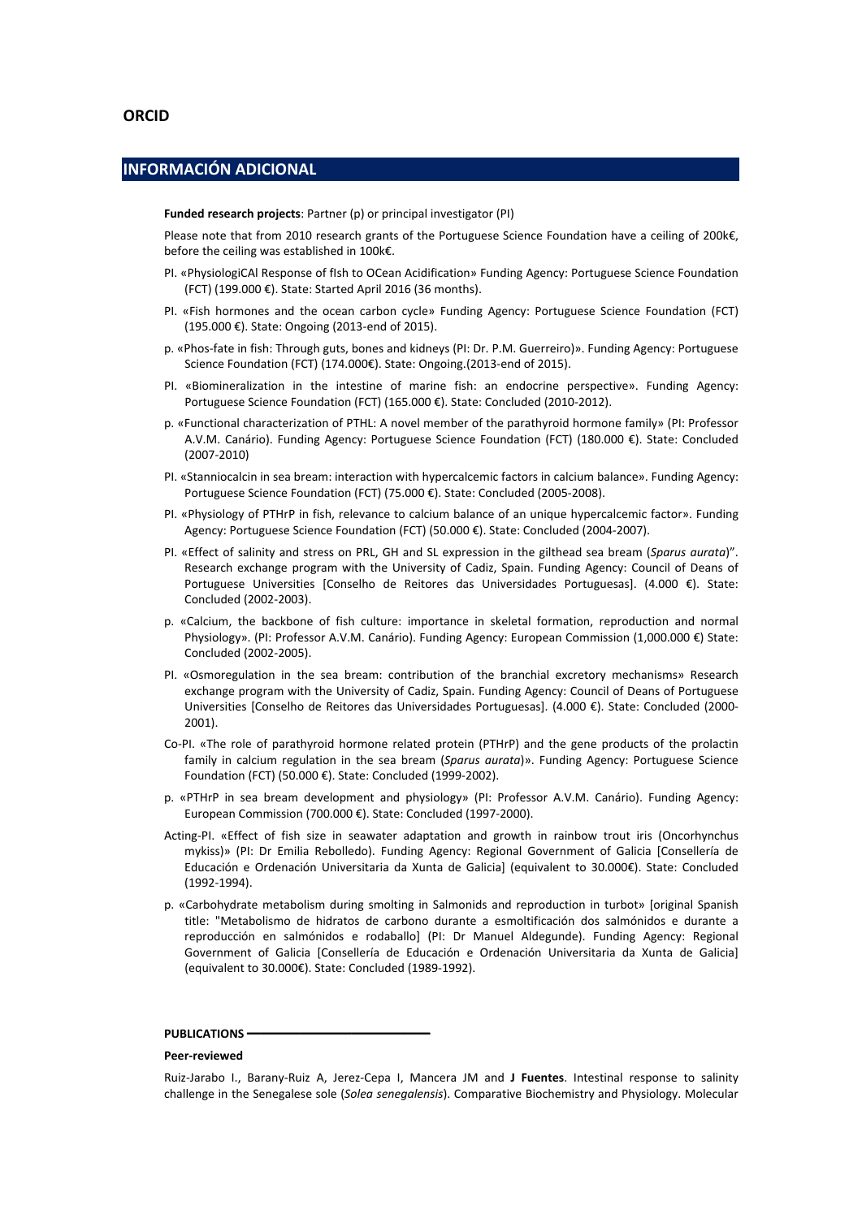**ORCID**

## INFORMACIÓN ADICIONAL

**Funded research projects**: Partner (p) or principal investigator (PI)

Please note that from 2010 research grants of the Portuguese Science Foundation have a ceiling of 200k€, before the ceiling was established in 100k€.

- PI. «PhysiologiCAl Response of fIsh to OCean Acidification» Funding Agency: Portuguese Science Foundation (FCT) (199.000 €). State: Started April 2016 (36 months).
- PI. «Fish hormones and the ocean carbon cycle» Funding Agency: Portuguese Science Foundation (FCT) (195.000 €). State: Ongoing (2013-end of 2015).
- p. «Phos-fate in fish: Through guts, bones and kidneys (PI: Dr. P.M. Guerreiro)». Funding Agency: Portuguese Science Foundation (FCT) (174.000€). State: Ongoing.(2013-end of 2015).
- PI. «Biomineralization in the intestine of marine fish: an endocrine perspective». Funding Agency: Portuguese Science Foundation (FCT) (165.000 €). State: Concluded (2010-2012).
- p. «Functional characterization of PTHL: A novel member of the parathyroid hormone family» (PI: Professor A.V.M. Canário). Funding Agency: Portuguese Science Foundation (FCT) (180.000 €). State: Concluded (2007-2010)
- PI. «Stanniocalcin in sea bream: interaction with hypercalcemic factors in calcium balance». Funding Agency: Portuguese Science Foundation (FCT) (75.000 €). State: Concluded (2005-2008).
- PI. «Physiology of PTHrP in fish, relevance to calcium balance of an unique hypercalcemic factor». Funding Agency: Portuguese Science Foundation (FCT) (50.000 €). State: Concluded (2004-2007).
- PI. «Effect of salinity and stress on PRL, GH and SL expression in the gilthead sea bream (*Sparus aurata*)". Research exchange program with the University of Cadiz, Spain. Funding Agency: Council of Deans of Portuguese Universities [Conselho de Reitores das Universidades Portuguesas]. (4.000 €). State: Concluded (2002-2003).
- p. «Calcium, the backbone of fish culture: importance in skeletal formation, reproduction and normal Physiology». (PI: Professor A.V.M. Canário). Funding Agency: European Commission (1,000.000 €) State: Concluded (2002-2005).
- PI. «Osmoregulation in the sea bream: contribution of the branchial excretory mechanisms» Research exchange program with the University of Cadiz, Spain. Funding Agency: Council of Deans of Portuguese Universities [Conselho de Reitores das Universidades Portuguesas]. (4.000 €). State: Concluded (2000-2001).
- Co-PI. «The role of parathyroid hormone related protein (PTHrP) and the gene products of the prolactin family in calcium regulation in the sea bream (*Sparus aurata*)». Funding Agency: Portuguese Science Foundation (FCT) (50.000 €). State: Concluded (1999-2002).
- p. «PTHrP in sea bream development and physiology» (PI: Professor A.V.M. Canário). Funding Agency: European Commission (700.000 €). State: Concluded (1997-2000).
- Acting-PI. «Effect of fish size in seawater adaptation and growth in rainbow trout iris (Oncorhynchus mykiss)» (PI: Dr Emilia Rebolledo). Funding Agency: Regional Government of Galicia [Consellería de Educación e Ordenación Universitaria da Xunta de Galicia] (equivalent to 30.000€). State: Concluded (1992-1994).
- p. «Carbohydrate metabolism during smolting in Salmonids and reproduction in turbot» [original Spanish title: "Metabolismo de hidratos de carbono durante a esmoltificación dos salmónidos e durante a reproducción en salmónidos e rodaballo] (PI: Dr Manuel Aldegunde). Funding Agency: Regional Government of Galicia [Consellería de Educación e Ordenación Universitaria da Xunta de Galicia] (equivalent to 30.000€). State: Concluded (1989-1992).

**PUBLICATIONS**

**Peer-reviewed**

Ruiz-Jarabo I., Barany-Ruiz A, Jerez-Cepa I, Mancera JM and **J Fuentes**. Intestinal response to salinity challenge in the Senegalese sole (*Solea senegalensis*). Comparative Biochemistry and Physiology. Molecular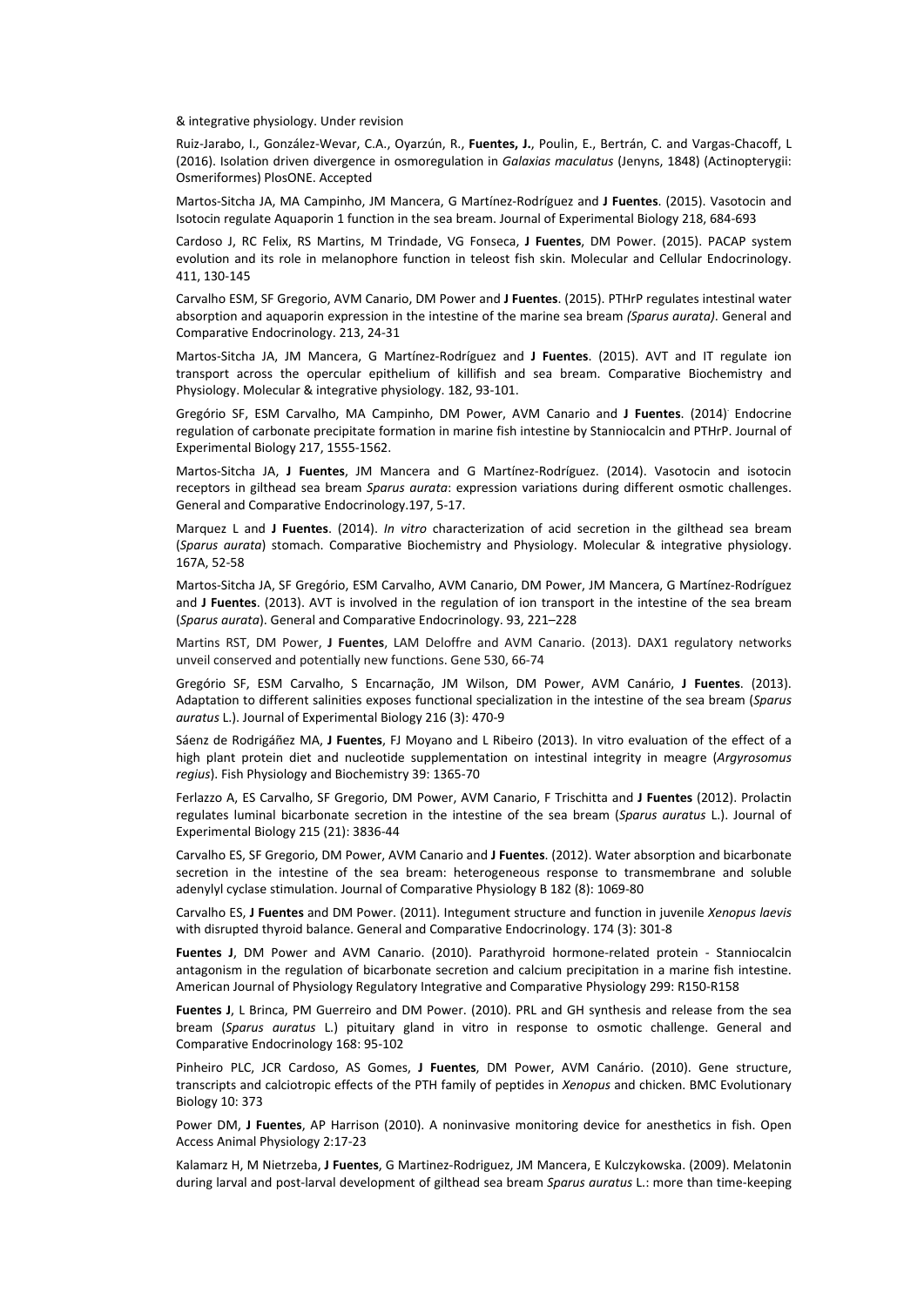& integrative physiology. Under revision

Ruiz-Jarabo, I., González-Wevar, C.A., Oyarzún, R., **Fuentes, J.**, Poulin, E., Bertrán, C. and Vargas-Chacoff, L (2016). Isolation driven divergence in osmoregulation in *Galaxias maculatus* (Jenyns, 1848) (Actinopterygii: Osmeriformes) PlosONE. Accepted

Martos-Sitcha JA, MA Campinho, JM Mancera, G Martínez-Rodríguez and **J Fuentes**. (2015). Vasotocin and Isotocin regulate Aquaporin 1 function in the sea bream. Journal of Experimental Biology 218, 684-693

Cardoso J, RC Felix, RS Martins, M Trindade, VG Fonseca, **J Fuentes**, DM Power. (2015). PACAP system evolution and its role in melanophore function in teleost fish skin. Molecular and Cellular Endocrinology. 411, 130-145

Carvalho ESM, SF Gregorio, AVM Canario, DM Power and **J Fuentes**. (2015). PTHrP regulates intestinal water absorption and aquaporin expression in the intestine of the marine sea bream *(Sparus aurata)*. General and Comparative Endocrinology. 213, 24-31

Martos-Sitcha JA, JM Mancera, G Martínez-Rodríguez and **J Fuentes**. (2015). AVT and IT regulate ion transport across the opercular epithelium of killifish and sea bream. Comparative Biochemistry and Physiology. Molecular & integrative physiology. 182, 93-101.

Gregório SF, ESM Carvalho, MA Campinho, DM Power, AVM Canario and **J Fuentes**. (2014). Endocrine regulation of carbonate precipitate formation in marine fish intestine by Stanniocalcin and PTHrP. Journal of Experimental Biology 217, 1555-1562.

Martos-Sitcha JA, **J Fuentes**, JM Mancera and G Martínez-Rodríguez. (2014). Vasotocin and isotocin receptors in gilthead sea bream *Sparus aurata*: expression variations during different osmotic challenges. General and Comparative Endocrinology.197, 5-17.

Marquez L and **J Fuentes**. (2014). *In vitro* characterization of acid secretion in the gilthead sea bream (*Sparus aurata*) stomach. Comparative Biochemistry and Physiology. Molecular & integrative physiology. 167A, 52-58

Martos-Sitcha JA, SF Gregório, ESM Carvalho, AVM Canario, DM Power, JM Mancera, G Martínez-Rodríguez and **J Fuentes**. (2013). AVT is involved in the regulation of ion transport in the intestine of the sea bream (*Sparus aurata*). General and Comparative Endocrinology. 93, 221–228

Martins RST, DM Power, **J Fuentes**, LAM Deloffre and AVM Canario. (2013). DAX1 regulatory networks unveil conserved and potentially new functions. Gene 530, 66-74

Gregório SF, ESM Carvalho, S Encarnação, JM Wilson, DM Power, AVM Canário, **J Fuentes**. (2013). Adaptation to different salinities exposes functional specialization in the intestine of the sea bream (*Sparus auratus* L.). Journal of Experimental Biology 216 (3): 470-9

Sáenz de Rodrigáñez MA, **J Fuentes**, FJ Moyano and L Ribeiro (2013). In vitro evaluation of the effect of a high plant protein diet and nucleotide supplementation on intestinal integrity in meagre (*Argyrosomus regius*). Fish Physiology and Biochemistry 39: 1365-70

Ferlazzo A, ES Carvalho, SF Gregorio, DM Power, AVM Canario, F Trischitta and **J Fuentes** (2012). Prolactin regulates luminal bicarbonate secretion in the intestine of the sea bream (*Sparus auratus* L.). Journal of Experimental Biology 215 (21): 3836-44

Carvalho ES, SF Gregorio, DM Power, AVM Canario and **J Fuentes**. (2012). Water absorption and bicarbonate secretion in the intestine of the sea bream: heterogeneous response to transmembrane and soluble adenylyl cyclase stimulation. Journal of Comparative Physiology B 182 (8): 1069-80

Carvalho ES, **J Fuentes** and DM Power. (2011). Integument structure and function in juvenile *Xenopus laevis* with disrupted thyroid balance. General and Comparative Endocrinology. 174 (3): 301-8

**Fuentes J**, DM Power and AVM Canario. (2010). Parathyroid hormone-related protein - Stanniocalcin antagonism in the regulation of bicarbonate secretion and calcium precipitation in a marine fish intestine. American Journal of Physiology Regulatory Integrative and Comparative Physiology 299: R150-R158

**Fuentes J**, L Brinca, PM Guerreiro and DM Power. (2010). PRL and GH synthesis and release from the sea bream (*Sparus auratus* L.) pituitary gland in vitro in response to osmotic challenge. General and Comparative Endocrinology 168: 95-102

Pinheiro PLC, JCR Cardoso, AS Gomes, **J Fuentes**, DM Power, AVM Canário. (2010). Gene structure, transcripts and calciotropic effects of the PTH family of peptides in *Xenopus* and chicken. BMC Evolutionary Biology 10: 373

Power DM, **J Fuentes**, AP Harrison (2010). A noninvasive monitoring device for anesthetics in fish. Open Access Animal Physiology 2:17-23

Kalamarz H, M Nietrzeba, **J Fuentes**, G Martinez-Rodriguez, JM Mancera, E Kulczykowska. (2009). Melatonin during larval and post-larval development of gilthead sea bream *Sparus auratus* L.: more than time-keeping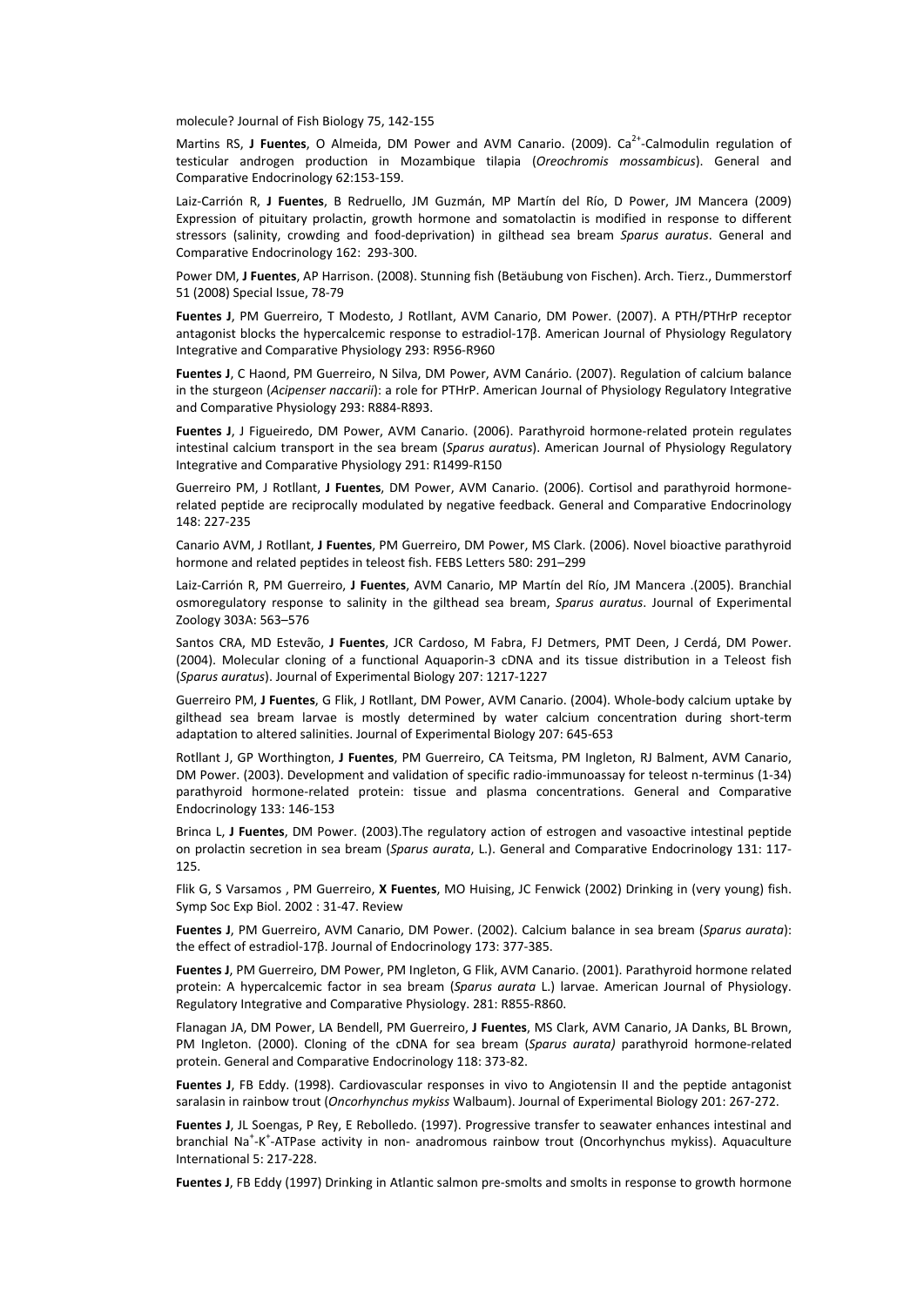molecule? Journal of Fish Biology 75, 142-155

Martins RS, **J Fuentes**, O Almeida, DM Power and AVM Canario. (2009). $Ca^{2+}$-Calmodulin regulation of testicular androgen production in Mozambique tilapia (*Oreochromis mossambicus*). General and Comparative Endocrinology 62:153-159.

Laiz-Carrión R, **J Fuentes**, B Redruello, JM Guzmán, MP Martín del Río, D Power, JM Mancera (2009) Expression of pituitary prolactin, growth hormone and somatolactin is modified in response to different stressors (salinity, crowding and food-deprivation) in gilthead sea bream *Sparus auratus*. General and Comparative Endocrinology 162: 293-300.

Power DM, **J Fuentes**, AP Harrison. (2008). Stunning fish (Betäubung von Fischen). Arch. Tierz., Dummerstorf 51 (2008) Special Issue, 78-79

**Fuentes J**, PM Guerreiro, T Modesto, J Rotllant, AVM Canario, DM Power. (2007). A PTH/PTHrP receptor antagonist blocks the hypercalcemic response to estradiol-17β. American Journal of Physiology Regulatory Integrative and Comparative Physiology 293: R956-R960

**Fuentes J**, C Haond, PM Guerreiro, N Silva, DM Power, AVM Canário. (2007). Regulation of calcium balance in the sturgeon (*Acipenser naccarii*): a role for PTHrP. American Journal of Physiology Regulatory Integrative and Comparative Physiology 293: R884-R893.

**Fuentes J**, J Figueiredo, DM Power, AVM Canario. (2006). Parathyroid hormone-related protein regulates intestinal calcium transport in the sea bream (*Sparus auratus*). American Journal of Physiology Regulatory Integrative and Comparative Physiology 291: R1499-R150

Guerreiro PM, J Rotllant, **J Fuentes**, DM Power, AVM Canario. (2006). Cortisol and parathyroid hormone-related peptide are reciprocally modulated by negative feedback. General and Comparative Endocrinology 148: 227-235

Canario AVM, J Rotllant, **J Fuentes**, PM Guerreiro, DM Power, MS Clark. (2006). Novel bioactive parathyroid hormone and related peptides in teleost fish. FEBS Letters 580: 291–299

Laiz-Carrión R, PM Guerreiro, **J Fuentes**, AVM Canario, MP Martín del Río, JM Mancera .(2005). Branchial osmoregulatory response to salinity in the gilthead sea bream, *Sparus auratus*. Journal of Experimental Zoology 303A: 563–576

Santos CRA, MD Estevão, **J Fuentes**, JCR Cardoso, M Fabra, FJ Detmers, PMT Deen, J Cerdá, DM Power. (2004). Molecular cloning of a functional Aquaporin-3 cDNA and its tissue distribution in a Teleost fish (*Sparus auratus*). Journal of Experimental Biology 207: 1217-1227

Guerreiro PM, **J Fuentes**, G Flik, J Rotllant, DM Power, AVM Canario. (2004). Whole-body calcium uptake by gilthead sea bream larvae is mostly determined by water calcium concentration during short-term adaptation to altered salinities. Journal of Experimental Biology 207: 645-653

Rotllant J, GP Worthington, **J Fuentes**, PM Guerreiro, CA Teitsma, PM Ingleton, RJ Balment, AVM Canario, DM Power. (2003). Development and validation of specific radio-immunoassay for teleost n-terminus (1-34) parathyroid hormone-related protein: tissue and plasma concentrations. General and Comparative Endocrinology 133: 146-153

Brinca L, **J Fuentes**, DM Power. (2003).The regulatory action of estrogen and vasoactive intestinal peptide on prolactin secretion in sea bream (*Sparus aurata*, L.). General and Comparative Endocrinology 131: 117-125.

Flik G, S Varsamos , PM Guerreiro, **X Fuentes**, MO Huising, JC Fenwick (2002) Drinking in (very young) fish. Symp Soc Exp Biol. 2002 : 31-47. Review

**Fuentes J**, PM Guerreiro, AVM Canario, DM Power. (2002). Calcium balance in sea bream (*Sparus aurata*): the effect of estradiol-17β. Journal of Endocrinology 173: 377-385.

**Fuentes J**, PM Guerreiro, DM Power, PM Ingleton, G Flik, AVM Canario. (2001). Parathyroid hormone related protein: A hypercalcemic factor in sea bream (*Sparus aurata* L.) larvae. American Journal of Physiology. Regulatory Integrative and Comparative Physiology. 281: R855-R860.

Flanagan JA, DM Power, LA Bendell, PM Guerreiro, **J Fuentes**, MS Clark, AVM Canario, JA Danks, BL Brown, PM Ingleton. (2000). Cloning of the cDNA for sea bream (*Sparus aurata)* parathyroid hormone-related protein. General and Comparative Endocrinology 118: 373-82.

**Fuentes J**, FB Eddy. (1998). Cardiovascular responses in vivo to Angiotensin II and the peptide antagonist saralasin in rainbow trout (*Oncorhynchus mykiss* Walbaum). Journal of Experimental Biology 201: 267-272.

**Fuentes J**, JL Soengas, P Rey, E Rebolledo. (1997). Progressive transfer to seawater enhances intestinal and branchial $Na^{+}$-$K^{+}$-ATPase activity in non- anadromous rainbow trout (Oncorhynchus mykiss). Aquaculture International 5: 217-228.

**Fuentes J**, FB Eddy (1997) Drinking in Atlantic salmon pre-smolts and smolts in response to growth hormone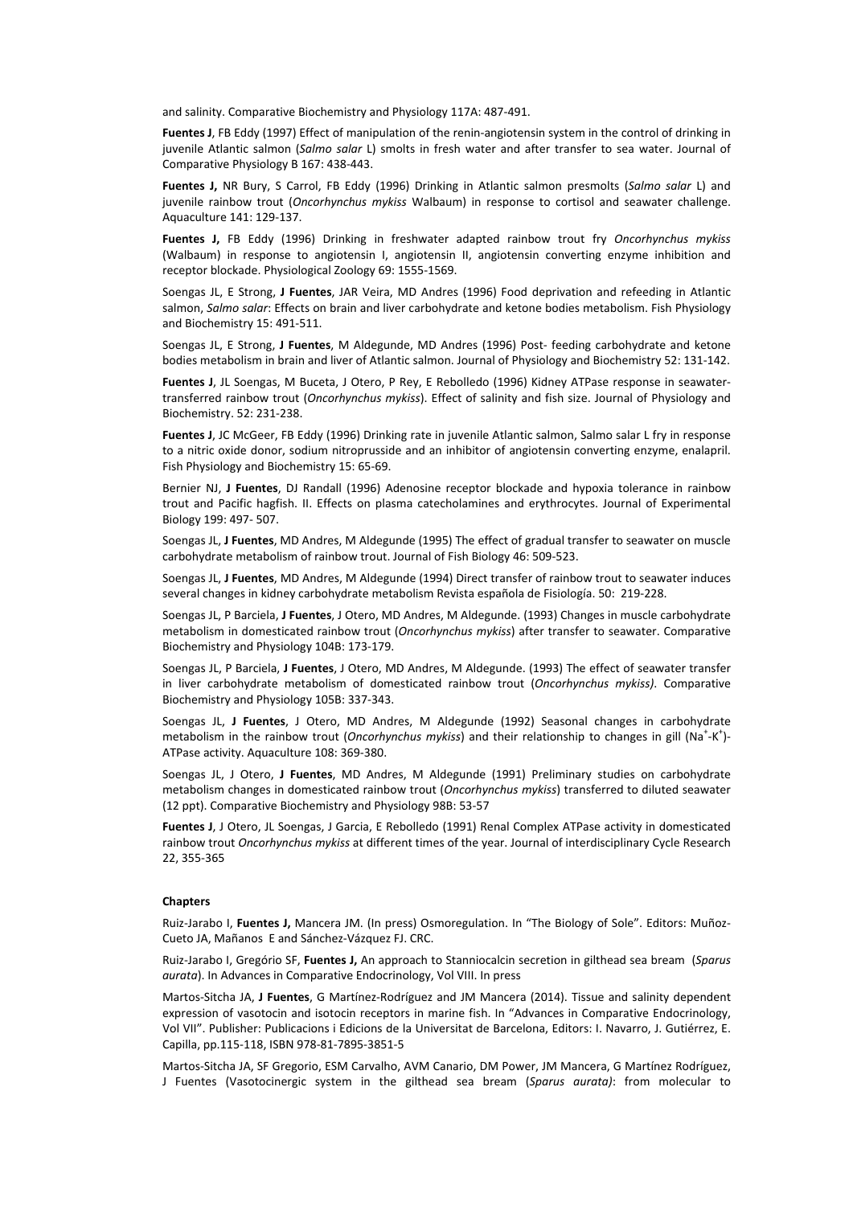and salinity. Comparative Biochemistry and Physiology 117A: 487-491.

**Fuentes J**, FB Eddy (1997) Effect of manipulation of the renin-angiotensin system in the control of drinking in juvenile Atlantic salmon (*Salmo salar* L) smolts in fresh water and after transfer to sea water. Journal of Comparative Physiology B 167: 438-443.

**Fuentes J,** NR Bury, S Carrol, FB Eddy (1996) Drinking in Atlantic salmon presmolts (*Salmo salar* L) and juvenile rainbow trout (*Oncorhynchus mykiss* Walbaum) in response to cortisol and seawater challenge. Aquaculture 141: 129-137.

**Fuentes J,** FB Eddy (1996) Drinking in freshwater adapted rainbow trout fry *Oncorhynchus mykiss* (Walbaum) in response to angiotensin I, angiotensin II, angiotensin converting enzyme inhibition and receptor blockade. Physiological Zoology 69: 1555-1569.

Soengas JL, E Strong, **J Fuentes**, JAR Veira, MD Andres (1996) Food deprivation and refeeding in Atlantic salmon, *Salmo salar*: Effects on brain and liver carbohydrate and ketone bodies metabolism. Fish Physiology and Biochemistry 15: 491-511.

Soengas JL, E Strong, **J Fuentes**, M Aldegunde, MD Andres (1996) Post- feeding carbohydrate and ketone bodies metabolism in brain and liver of Atlantic salmon. Journal of Physiology and Biochemistry 52: 131-142.

**Fuentes J**, JL Soengas, M Buceta, J Otero, P Rey, E Rebolledo (1996) Kidney ATPase response in seawater-transferred rainbow trout (*Oncorhynchus mykiss*). Effect of salinity and fish size. Journal of Physiology and Biochemistry. 52: 231-238.

**Fuentes J**, JC McGeer, FB Eddy (1996) Drinking rate in juvenile Atlantic salmon, Salmo salar L fry in response to a nitric oxide donor, sodium nitroprusside and an inhibitor of angiotensin converting enzyme, enalapril. Fish Physiology and Biochemistry 15: 65-69.

Bernier NJ, **J Fuentes**, DJ Randall (1996) Adenosine receptor blockade and hypoxia tolerance in rainbow trout and Pacific hagfish. II. Effects on plasma catecholamines and erythrocytes. Journal of Experimental Biology 199: 497- 507.

Soengas JL, **J Fuentes**, MD Andres, M Aldegunde (1995) The effect of gradual transfer to seawater on muscle carbohydrate metabolism of rainbow trout. Journal of Fish Biology 46: 509-523.

Soengas JL, **J Fuentes**, MD Andres, M Aldegunde (1994) Direct transfer of rainbow trout to seawater induces several changes in kidney carbohydrate metabolism Revista española de Fisiología. 50: 219-228.

Soengas JL, P Barciela, **J Fuentes**, J Otero, MD Andres, M Aldegunde. (1993) Changes in muscle carbohydrate metabolism in domesticated rainbow trout (*Oncorhynchus mykiss*) after transfer to seawater. Comparative Biochemistry and Physiology 104B: 173-179.

Soengas JL, P Barciela, **J Fuentes**, J Otero, MD Andres, M Aldegunde. (1993) The effect of seawater transfer in liver carbohydrate metabolism of domesticated rainbow trout (*Oncorhynchus mykiss)*. Comparative Biochemistry and Physiology 105B: 337-343.

Soengas JL, **J Fuentes**, J Otero, MD Andres, M Aldegunde (1992) Seasonal changes in carbohydrate metabolism in the rainbow trout (*Oncorhynchus mykiss*) and their relationship to changes in gill ($Na^{+}$-$K^{+}$)-ATPase activity. Aquaculture 108: 369-380.

Soengas JL, J Otero, **J Fuentes**, MD Andres, M Aldegunde (1991) Preliminary studies on carbohydrate metabolism changes in domesticated rainbow trout (*Oncorhynchus mykiss*) transferred to diluted seawater (12 ppt). Comparative Biochemistry and Physiology 98B: 53-57

**Fuentes J**, J Otero, JL Soengas, J Garcia, E Rebolledo (1991) Renal Complex ATPase activity in domesticated rainbow trout *Oncorhynchus mykiss* at different times of the year. Journal of interdisciplinary Cycle Research 22, 355-365

### Chapters

Ruiz-Jarabo I, **Fuentes J,** Mancera JM. (In press) Osmoregulation. In "The Biology of Sole". Editors: Muñoz-Cueto JA, Mañanos E and Sánchez-Vázquez FJ. CRC.

Ruiz-Jarabo I, Gregório SF, **Fuentes J,** An approach to Stanniocalcin secretion in gilthead sea bream (*Sparus aurata*). In Advances in Comparative Endocrinology, Vol VIII. In press

Martos-Sitcha JA, **J Fuentes**, G Martínez-Rodríguez and JM Mancera (2014). Tissue and salinity dependent expression of vasotocin and isotocin receptors in marine fish. In "Advances in Comparative Endocrinology, Vol VII". Publisher: Publicacions i Edicions de la Universitat de Barcelona, Editors: I. Navarro, J. Gutiérrez, E. Capilla, pp.115-118, ISBN 978-81-7895-3851-5

Martos-Sitcha JA, SF Gregorio, ESM Carvalho, AVM Canario, DM Power, JM Mancera, G Martínez Rodríguez, J Fuentes (Vasotocinergic system in the gilthead sea bream (*Sparus aurata)*: from molecular to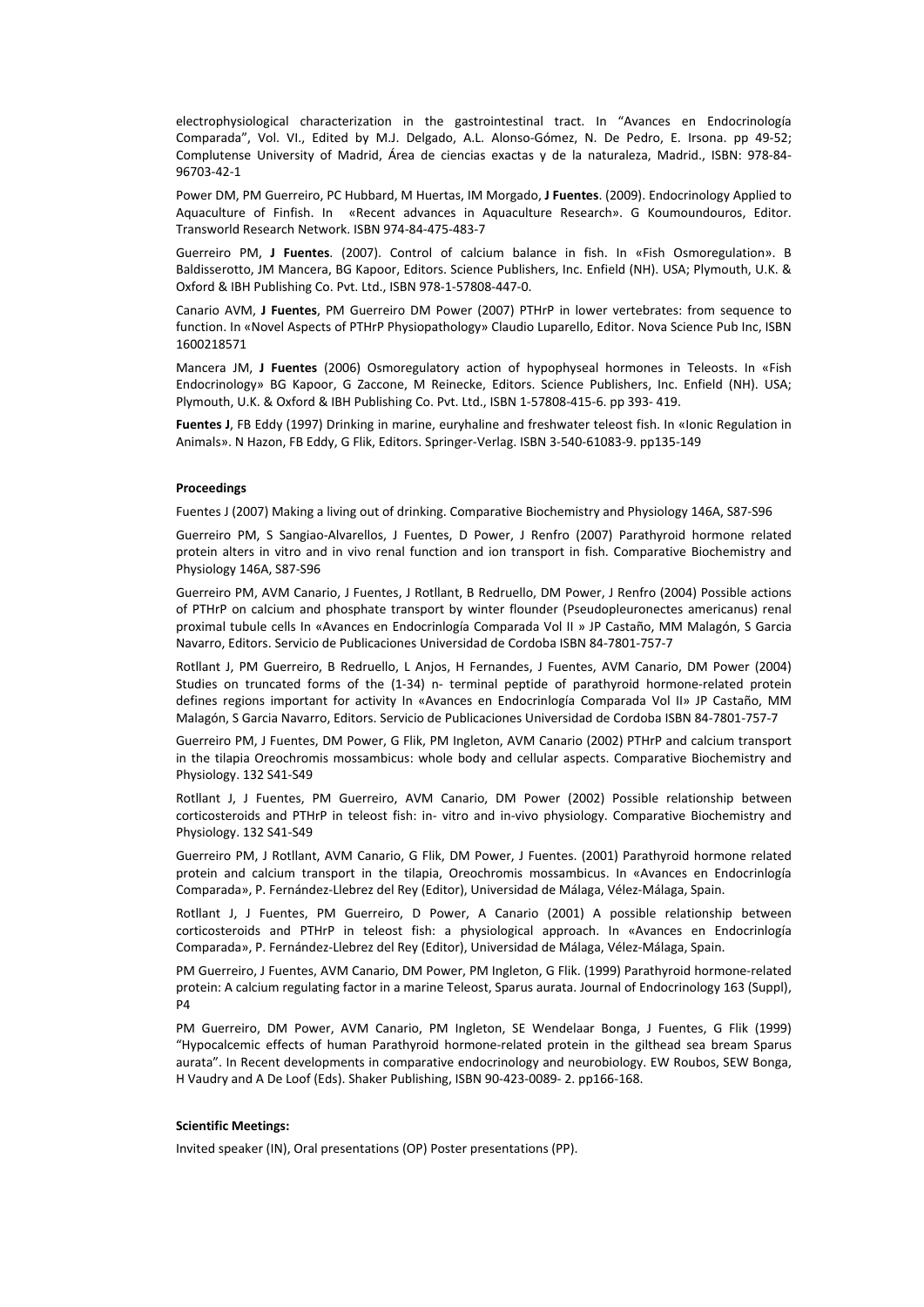electrophysiological characterization in the gastrointestinal tract. In "Avances en Endocrinología Comparada", Vol. VI., Edited by M.J. Delgado, A.L. Alonso-Gómez, N. De Pedro, E. Irsona. pp 49-52; Complutense University of Madrid, Área de ciencias exactas y de la naturaleza, Madrid., ISBN: 978-84-96703-42-1

Power DM, PM Guerreiro, PC Hubbard, M Huertas, IM Morgado, **J Fuentes**. (2009). Endocrinology Applied to Aquaculture of Finfish. In «Recent advances in Aquaculture Research». G Koumoundouros, Editor. Transworld Research Network. ISBN 974-84-475-483-7

Guerreiro PM, **J Fuentes**. (2007). Control of calcium balance in fish. In «Fish Osmoregulation». B Baldisserotto, JM Mancera, BG Kapoor, Editors. Science Publishers, Inc. Enfield (NH). USA; Plymouth, U.K. & Oxford & IBH Publishing Co. Pvt. Ltd., ISBN 978-1-57808-447-0.

Canario AVM, **J Fuentes**, PM Guerreiro DM Power (2007) PTHrP in lower vertebrates: from sequence to function. In «Novel Aspects of PTHrP Physiopathology» Claudio Luparello, Editor. Nova Science Pub Inc, ISBN 1600218571

Mancera JM, **J Fuentes** (2006) Osmoregulatory action of hypophyseal hormones in Teleosts. In «Fish Endocrinology» BG Kapoor, G Zaccone, M Reinecke, Editors. Science Publishers, Inc. Enfield (NH). USA; Plymouth, U.K. & Oxford & IBH Publishing Co. Pvt. Ltd., ISBN 1-57808-415-6. pp 393- 419.

**Fuentes J**, FB Eddy (1997) Drinking in marine, euryhaline and freshwater teleost fish. In «Ionic Regulation in Animals». N Hazon, FB Eddy, G Flik, Editors. Springer-Verlag. ISBN 3-540-61083-9. pp135-149

**Proceedings**

Fuentes J (2007) Making a living out of drinking. Comparative Biochemistry and Physiology 146A, S87-S96

Guerreiro PM, S Sangiao-Alvarellos, J Fuentes, D Power, J Renfro (2007) Parathyroid hormone related protein alters in vitro and in vivo renal function and ion transport in fish. Comparative Biochemistry and Physiology 146A, S87-S96

Guerreiro PM, AVM Canario, J Fuentes, J Rotllant, B Redruello, DM Power, J Renfro (2004) Possible actions of PTHrP on calcium and phosphate transport by winter flounder (Pseudopleuronectes americanus) renal proximal tubule cells In «Avances en Endocrinlogía Comparada Vol II » JP Castaño, MM Malagón, S Garcia Navarro, Editors. Servicio de Publicaciones Universidad de Cordoba ISBN 84-7801-757-7

Rotllant J, PM Guerreiro, B Redruello, L Anjos, H Fernandes, J Fuentes, AVM Canario, DM Power (2004) Studies on truncated forms of the (1-34) n- terminal peptide of parathyroid hormone-related protein defines regions important for activity In «Avances en Endocrinlogía Comparada Vol II» JP Castaño, MM Malagón, S Garcia Navarro, Editors. Servicio de Publicaciones Universidad de Cordoba ISBN 84-7801-757-7

Guerreiro PM, J Fuentes, DM Power, G Flik, PM Ingleton, AVM Canario (2002) PTHrP and calcium transport in the tilapia Oreochromis mossambicus: whole body and cellular aspects. Comparative Biochemistry and Physiology. 132 S41-S49

Rotllant J, J Fuentes, PM Guerreiro, AVM Canario, DM Power (2002) Possible relationship between corticosteroids and PTHrP in teleost fish: in- vitro and in-vivo physiology. Comparative Biochemistry and Physiology. 132 S41-S49

Guerreiro PM, J Rotllant, AVM Canario, G Flik, DM Power, J Fuentes. (2001) Parathyroid hormone related protein and calcium transport in the tilapia, Oreochromis mossambicus. In «Avances en Endocrinlogía Comparada», P. Fernández-Llebrez del Rey (Editor), Universidad de Málaga, Vélez-Málaga, Spain.

Rotllant J, J Fuentes, PM Guerreiro, D Power, A Canario (2001) A possible relationship between corticosteroids and PTHrP in teleost fish: a physiological approach. In «Avances en Endocrinlogía Comparada», P. Fernández-Llebrez del Rey (Editor), Universidad de Málaga, Vélez-Málaga, Spain.

PM Guerreiro, J Fuentes, AVM Canario, DM Power, PM Ingleton, G Flik. (1999) Parathyroid hormone-related protein: A calcium regulating factor in a marine Teleost, Sparus aurata. Journal of Endocrinology 163 (Suppl), P4

PM Guerreiro, DM Power, AVM Canario, PM Ingleton, SE Wendelaar Bonga, J Fuentes, G Flik (1999) "Hypocalcemic effects of human Parathyroid hormone-related protein in the gilthead sea bream Sparus aurata". In Recent developments in comparative endocrinology and neurobiology. EW Roubos, SEW Bonga, H Vaudry and A De Loof (Eds). Shaker Publishing, ISBN 90-423-0089- 2. pp166-168.

**Scientific Meetings:**

Invited speaker (IN), Oral presentations (OP) Poster presentations (PP).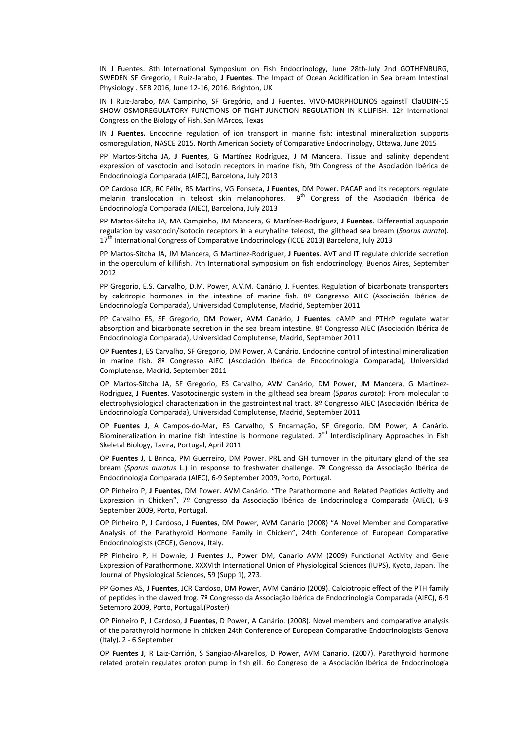IN J Fuentes. 8th International Symposium on Fish Endocrinology, June 28th-July 2nd GOTHENBURG, SWEDEN SF Gregorio, I Ruiz-Jarabo, **J Fuentes**. The Impact of Ocean Acidification in Sea bream Intestinal Physiology . SEB 2016, June 12-16, 2016. Brighton, UK

IN I Ruiz-Jarabo, MA Campinho, SF Gregório, and J Fuentes. VIVO-MORPHOLINOS againstT ClaUDIN-15 SHOW OSMOREGULATORY FUNCTIONS OF TIGHT-JUNCTION REGULATION IN KILLIFISH. 12h International Congress on the Biology of Fish. San MArcos, Texas

IN **J Fuentes.** Endocrine regulation of ion transport in marine fish: intestinal mineralization supports osmoregulation, NASCE 2015. North American Society of Comparative Endocrinology, Ottawa, June 2015

PP Martos-Sitcha JA, **J Fuentes**, G Martínez Rodríguez, J M Mancera. Tissue and salinity dependent expression of vasotocin and isotocin receptors in marine fish, 9th Congress of the Asociación Ibérica de Endocrinología Comparada (AIEC), Barcelona, July 2013

OP Cardoso JCR, RC Félix, RS Martins, VG Fonseca, **J Fuentes**, DM Power. PACAP and its receptors regulate melanin translocation in teleost skin melanophores. 9th Congress of the Asociación Ibérica de Endocrinología Comparada (AIEC), Barcelona, July 2013

PP Martos-Sitcha JA, MA Campinho, JM Mancera, G Martínez-Rodríguez, **J Fuentes**. Differential aquaporin regulation by vasotocin/isotocin receptors in a euryhaline teleost, the gilthead sea bream (*Sparus aurata*). 17th International Congress of Comparative Endocrinology (ICCE 2013) Barcelona, July 2013

PP Martos-Sitcha JA, JM Mancera, G Martínez-Rodríguez, **J Fuentes**. AVT and IT regulate chloride secretion in the operculum of killifish. 7th International symposium on fish endocrinology, Buenos Aires, September 2012

PP Gregorio, E.S. Carvalho, D.M. Power, A.V.M. Canário, J. Fuentes. Regulation of bicarbonate transporters by calcitropic hormones in the intestine of marine fish. 8º Congresso AIEC (Asociación Ibérica de Endocrinología Comparada), Universidad Complutense, Madrid, September 2011

PP Carvalho ES, SF Gregorio, DM Power, AVM Canário, **J Fuentes**. cAMP and PTHrP regulate water absorption and bicarbonate secretion in the sea bream intestine. 8º Congresso AIEC (Asociación Ibérica de Endocrinología Comparada), Universidad Complutense, Madrid, September 2011

OP **Fuentes J**, ES Carvalho, SF Gregorio, DM Power, A Canário. Endocrine control of intestinal mineralization in marine fish. 8º Congresso AIEC (Asociación Ibérica de Endocrinología Comparada), Universidad Complutense, Madrid, September 2011

OP Martos-Sitcha JA, SF Gregorio, ES Carvalho, AVM Canário, DM Power, JM Mancera, G Martinez-Rodriguez, **J Fuentes**. Vasotocinergic system in the gilthead sea bream (*Sparus aurata*): From molecular to electrophysiological characterization in the gastrointestinal tract. 8º Congresso AIEC (Asociación Ibérica de Endocrinología Comparada), Universidad Complutense, Madrid, September 2011

OP **Fuentes J**, A Campos-do-Mar, ES Carvalho, S Encarnação, SF Gregorio, DM Power, A Canário. Biomineralization in marine fish intestine is hormone regulated. 2nd Interdisciplinary Approaches in Fish Skeletal Biology, Tavira, Portugal, April 2011

OP **Fuentes J**, L Brinca, PM Guerreiro, DM Power. PRL and GH turnover in the pituitary gland of the sea bream (*Sparus auratus* L.) in response to freshwater challenge. 7º Congresso da Associação Ibérica de Endocrinologia Comparada (AIEC), 6-9 September 2009, Porto, Portugal.

OP Pinheiro P, **J Fuentes**, DM Power. AVM Canário. "The Parathormone and Related Peptides Activity and Expression in Chicken", 7º Congresso da Associação Ibérica de Endocrinologia Comparada (AIEC), 6-9 September 2009, Porto, Portugal.

OP Pinheiro P, J Cardoso, **J Fuentes**, DM Power, AVM Canário (2008) "A Novel Member and Comparative Analysis of the Parathyroid Hormone Family in Chicken", 24th Conference of European Comparative Endocrinologists (CECE), Genova, Italy.

PP Pinheiro P, H Downie, **J Fuentes** J., Power DM, Canario AVM (2009) Functional Activity and Gene Expression of Parathormone. XXXVIth International Union of Physiological Sciences (IUPS), Kyoto, Japan. The Journal of Physiological Sciences, 59 (Supp 1), 273.

PP Gomes AS, **J Fuentes**, JCR Cardoso, DM Power, AVM Canário (2009). Calciotropic effect of the PTH family of peptides in the clawed frog. 7º Congresso da Associação Ibérica de Endocrinologia Comparada (AIEC), 6-9 Setembro 2009, Porto, Portugal.(Poster)

OP Pinheiro P, J Cardoso, **J Fuentes**, D Power, A Canário. (2008). Novel members and comparative analysis of the parathyroid hormone in chicken 24th Conference of European Comparative Endocrinologists Genova (Italy). 2 - 6 September

OP **Fuentes J**, R Laiz-Carrión, S Sangiao-Alvarellos, D Power, AVM Canario. (2007). Parathyroid hormone related protein regulates proton pump in fish gill. 6o Congreso de la Asociación Ibérica de Endocrinología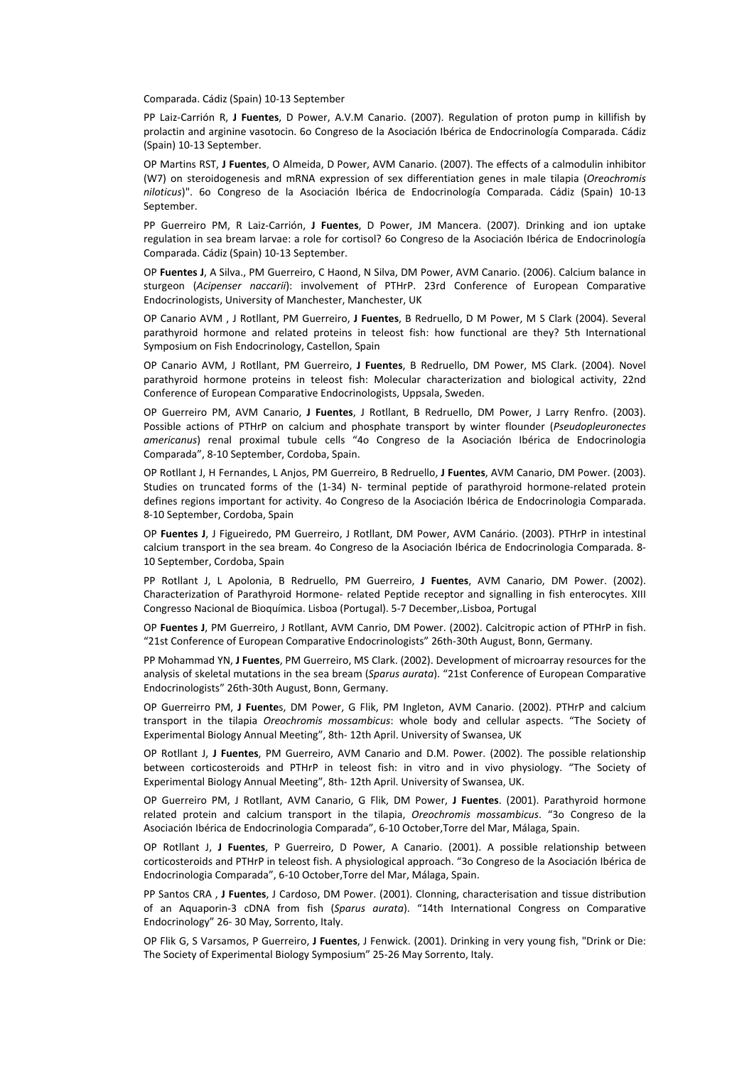Comparada. Cádiz (Spain) 10-13 September

PP Laiz-Carrión R, **J Fuentes**, D Power, A.V.M Canario. (2007). Regulation of proton pump in killifish by prolactin and arginine vasotocin. 6o Congreso de la Asociación Ibérica de Endocrinología Comparada. Cádiz (Spain) 10-13 September.

OP Martins RST, **J Fuentes**, O Almeida, D Power, AVM Canario. (2007). The effects of a calmodulin inhibitor (W7) on steroidogenesis and mRNA expression of sex differentiation genes in male tilapia (*Oreochromis niloticus*)". 6o Congreso de la Asociación Ibérica de Endocrinología Comparada. Cádiz (Spain) 10-13 September.

PP Guerreiro PM, R Laiz-Carrión, **J Fuentes**, D Power, JM Mancera. (2007). Drinking and ion uptake regulation in sea bream larvae: a role for cortisol? 6o Congreso de la Asociación Ibérica de Endocrinología Comparada. Cádiz (Spain) 10-13 September.

OP **Fuentes J**, A Silva., PM Guerreiro, C Haond, N Silva, DM Power, AVM Canario. (2006). Calcium balance in sturgeon (*Acipenser naccarii*): involvement of PTHrP. 23rd Conference of European Comparative Endocrinologists, University of Manchester, Manchester, UK

OP Canario AVM , J Rotllant, PM Guerreiro, **J Fuentes**, B Redruello, D M Power, M S Clark (2004). Several parathyroid hormone and related proteins in teleost fish: how functional are they? 5th International Symposium on Fish Endocrinology, Castellon, Spain

OP Canario AVM, J Rotllant, PM Guerreiro, **J Fuentes**, B Redruello, DM Power, MS Clark. (2004). Novel parathyroid hormone proteins in teleost fish: Molecular characterization and biological activity, 22nd Conference of European Comparative Endocrinologists, Uppsala, Sweden.

OP Guerreiro PM, AVM Canario, **J Fuentes**, J Rotllant, B Redruello, DM Power, J Larry Renfro. (2003). Possible actions of PTHrP on calcium and phosphate transport by winter flounder (*Pseudopleuronectes americanus*) renal proximal tubule cells "4o Congreso de la Asociación Ibérica de Endocrinologia Comparada", 8-10 September, Cordoba, Spain.

OP Rotllant J, H Fernandes, L Anjos, PM Guerreiro, B Redruello, **J Fuentes**, AVM Canario, DM Power. (2003). Studies on truncated forms of the (1-34) N- terminal peptide of parathyroid hormone-related protein defines regions important for activity. 4o Congreso de la Asociación Ibérica de Endocrinologia Comparada. 8-10 September, Cordoba, Spain

OP **Fuentes J**, J Figueiredo, PM Guerreiro, J Rotllant, DM Power, AVM Canário. (2003). PTHrP in intestinal calcium transport in the sea bream. 4o Congreso de la Asociación Ibérica de Endocrinologia Comparada. 8-10 September, Cordoba, Spain

PP Rotllant J, L Apolonia, B Redruello, PM Guerreiro, **J Fuentes**, AVM Canario, DM Power. (2002). Characterization of Parathyroid Hormone- related Peptide receptor and signalling in fish enterocytes. XIII Congresso Nacional de Bioquímica. Lisboa (Portugal). 5-7 December,.Lisboa, Portugal

OP **Fuentes J**, PM Guerreiro, J Rotllant, AVM Canrio, DM Power. (2002). Calcitropic action of PTHrP in fish. "21st Conference of European Comparative Endocrinologists" 26th-30th August, Bonn, Germany.

PP Mohammad YN, **J Fuentes**, PM Guerreiro, MS Clark. (2002). Development of microarray resources for the analysis of skeletal mutations in the sea bream (*Sparus aurata*). "21st Conference of European Comparative Endocrinologists" 26th-30th August, Bonn, Germany.

OP Guerreirro PM, **J Fuente**s, DM Power, G Flik, PM Ingleton, AVM Canario. (2002). PTHrP and calcium transport in the tilapia *Oreochromis mossambicus*: whole body and cellular aspects. "The Society of Experimental Biology Annual Meeting", 8th- 12th April. University of Swansea, UK

OP Rotllant J, **J Fuentes**, PM Guerreiro, AVM Canario and D.M. Power. (2002). The possible relationship between corticosteroids and PTHrP in teleost fish: in vitro and in vivo physiology. "The Society of Experimental Biology Annual Meeting", 8th- 12th April. University of Swansea, UK.

OP Guerreiro PM, J Rotllant, AVM Canario, G Flik, DM Power, **J Fuentes**. (2001). Parathyroid hormone related protein and calcium transport in the tilapia, *Oreochromis mossambicus*. "3o Congreso de la Asociación Ibérica de Endocrinologia Comparada", 6-10 October,Torre del Mar, Málaga, Spain.

OP Rotllant J, **J Fuentes**, P Guerreiro, D Power, A Canario. (2001). A possible relationship between corticosteroids and PTHrP in teleost fish. A physiological approach. "3o Congreso de la Asociación Ibérica de Endocrinologia Comparada", 6-10 October,Torre del Mar, Málaga, Spain.

PP Santos CRA , **J Fuentes**, J Cardoso, DM Power. (2001). Clonning, characterisation and tissue distribution of an Aquaporin-3 cDNA from fish (*Sparus aurata*). "14th International Congress on Comparative Endocrinology" 26- 30 May, Sorrento, Italy.

OP Flik G, S Varsamos, P Guerreiro, **J Fuentes**, J Fenwick. (2001). Drinking in very young fish, "Drink or Die: The Society of Experimental Biology Symposium" 25-26 May Sorrento, Italy.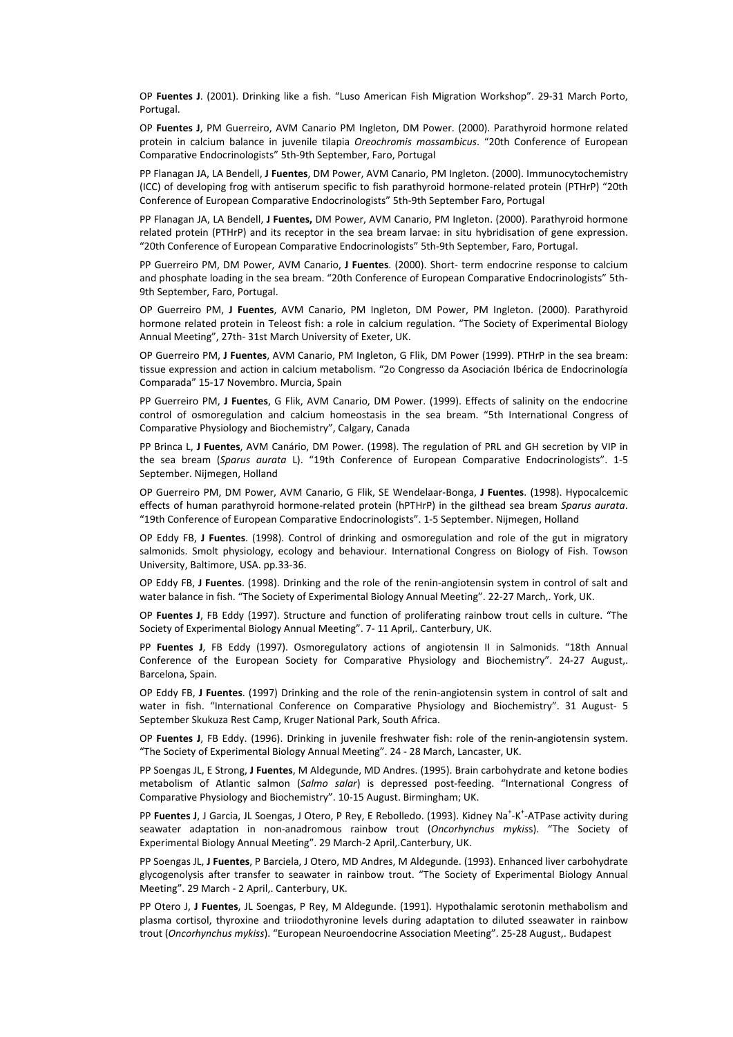OP **Fuentes J**. (2001). Drinking like a fish. "Luso American Fish Migration Workshop". 29-31 March Porto, Portugal.

OP **Fuentes J**, PM Guerreiro, AVM Canario PM Ingleton, DM Power. (2000). Parathyroid hormone related protein in calcium balance in juvenile tilapia *Oreochromis mossambicus*. "20th Conference of European Comparative Endocrinologists" 5th-9th September, Faro, Portugal

PP Flanagan JA, LA Bendell, **J Fuentes**, DM Power, AVM Canario, PM Ingleton. (2000). Immunocytochemistry (ICC) of developing frog with antiserum specific to fish parathyroid hormone-related protein (PTHrP) "20th Conference of European Comparative Endocrinologists" 5th-9th September Faro, Portugal

PP Flanagan JA, LA Bendell, **J Fuentes,** DM Power, AVM Canario, PM Ingleton. (2000). Parathyroid hormone related protein (PTHrP) and its receptor in the sea bream larvae: in situ hybridisation of gene expression. "20th Conference of European Comparative Endocrinologists" 5th-9th September, Faro, Portugal.

PP Guerreiro PM, DM Power, AVM Canario, **J Fuentes**. (2000). Short- term endocrine response to calcium and phosphate loading in the sea bream. "20th Conference of European Comparative Endocrinologists" 5th-9th September, Faro, Portugal.

OP Guerreiro PM, **J Fuentes**, AVM Canario, PM Ingleton, DM Power, PM Ingleton. (2000). Parathyroid hormone related protein in Teleost fish: a role in calcium regulation. "The Society of Experimental Biology Annual Meeting", 27th- 31st March University of Exeter, UK.

OP Guerreiro PM, **J Fuentes**, AVM Canario, PM Ingleton, G Flik, DM Power (1999). PTHrP in the sea bream: tissue expression and action in calcium metabolism. "2o Congresso da Asociación Ibérica de Endocrinología Comparada" 15-17 Novembro. Murcia, Spain

PP Guerreiro PM, **J Fuentes**, G Flik, AVM Canario, DM Power. (1999). Effects of salinity on the endocrine control of osmoregulation and calcium homeostasis in the sea bream. "5th International Congress of Comparative Physiology and Biochemistry", Calgary, Canada

PP Brinca L, **J Fuentes**, AVM Canário, DM Power. (1998). The regulation of PRL and GH secretion by VIP in the sea bream (*Sparus aurata* L). "19th Conference of European Comparative Endocrinologists". 1-5 September. Nijmegen, Holland

OP Guerreiro PM, DM Power, AVM Canario, G Flik, SE Wendelaar-Bonga, **J Fuentes**. (1998). Hypocalcemic effects of human parathyroid hormone-related protein (hPTHrP) in the gilthead sea bream *Sparus aurata*. "19th Conference of European Comparative Endocrinologists". 1-5 September. Nijmegen, Holland

OP Eddy FB, **J Fuentes**. (1998). Control of drinking and osmoregulation and role of the gut in migratory salmonids. Smolt physiology, ecology and behaviour. International Congress on Biology of Fish. Towson University, Baltimore, USA. pp.33-36.

OP Eddy FB, **J Fuentes**. (1998). Drinking and the role of the renin-angiotensin system in control of salt and water balance in fish. "The Society of Experimental Biology Annual Meeting". 22-27 March,. York, UK.

OP **Fuentes J**, FB Eddy (1997). Structure and function of proliferating rainbow trout cells in culture. "The Society of Experimental Biology Annual Meeting". 7- 11 April,. Canterbury, UK.

PP **Fuentes J**, FB Eddy (1997). Osmoregulatory actions of angiotensin II in Salmonids. "18th Annual Conference of the European Society for Comparative Physiology and Biochemistry". 24-27 August,. Barcelona, Spain.

OP Eddy FB, **J Fuentes**. (1997) Drinking and the role of the renin-angiotensin system in control of salt and water in fish. "International Conference on Comparative Physiology and Biochemistry". 31 August- 5 September Skukuza Rest Camp, Kruger National Park, South Africa.

OP **Fuentes J**, FB Eddy. (1996). Drinking in juvenile freshwater fish: role of the renin-angiotensin system. "The Society of Experimental Biology Annual Meeting". 24 - 28 March, Lancaster, UK.

PP Soengas JL, E Strong, **J Fuentes**, M Aldegunde, MD Andres. (1995). Brain carbohydrate and ketone bodies metabolism of Atlantic salmon (*Salmo salar*) is depressed post-feeding. "International Congress of Comparative Physiology and Biochemistry". 10-15 August. Birmingham; UK.

PP **Fuentes J**, J Garcia, JL Soengas, J Otero, P Rey, E Rebolledo. (1993). Kidney $Na^+$-$K^+$-ATPase activity during seawater adaptation in non-anadromous rainbow trout (*Oncorhynchus mykiss*). "The Society of Experimental Biology Annual Meeting". 29 March-2 April,.Canterbury, UK.

PP Soengas JL, **J Fuentes**, P Barciela, J Otero, MD Andres, M Aldegunde. (1993). Enhanced liver carbohydrate glycogenolysis after transfer to seawater in rainbow trout. "The Society of Experimental Biology Annual Meeting". 29 March - 2 April,. Canterbury, UK.

PP Otero J, **J Fuentes**, JL Soengas, P Rey, M Aldegunde. (1991). Hypothalamic serotonin methabolism and plasma cortisol, thyroxine and triiodothyronine levels during adaptation to diluted sseawater in rainbow trout (*Oncorhynchus mykiss*). "European Neuroendocrine Association Meeting". 25-28 August,. Budapest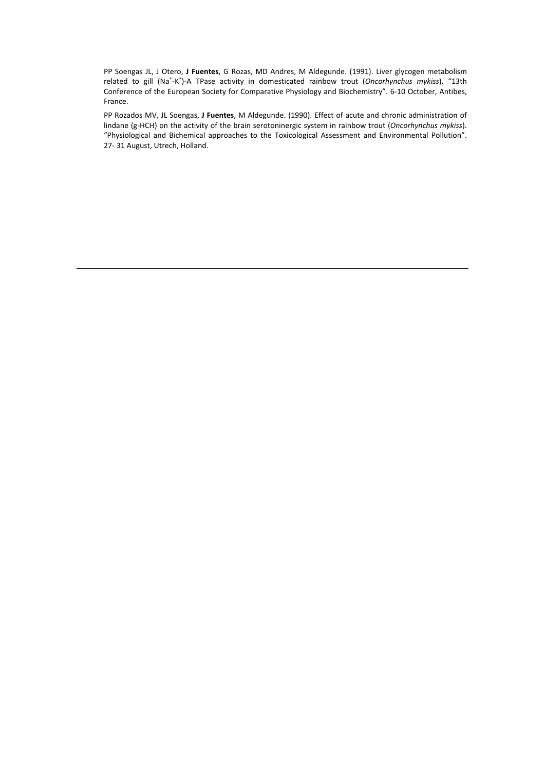PP Soengas JL, J Otero, **J Fuentes**, G Rozas, MD Andres, M Aldegunde. (1991). Liver glycogen metabolism related to gill ($Na^{+}$-$K^{+}$)-A TPase activity in domesticated rainbow trout (*Oncorhynchus mykiss*). "13th Conference of the European Society for Comparative Physiology and Biochemistry". 6-10 October, Antibes, France.

PP Rozados MV, JL Soengas, **J Fuentes**, M Aldegunde. (1990). Effect of acute and chronic administration of lindane (g-HCH) on the activity of the brain serotoninergic system in rainbow trout (*Oncorhynchus mykiss*). "Physiological and Bichemical approaches to the Toxicological Assessment and Environmental Pollution". 27- 31 August, Utrech, Holland.